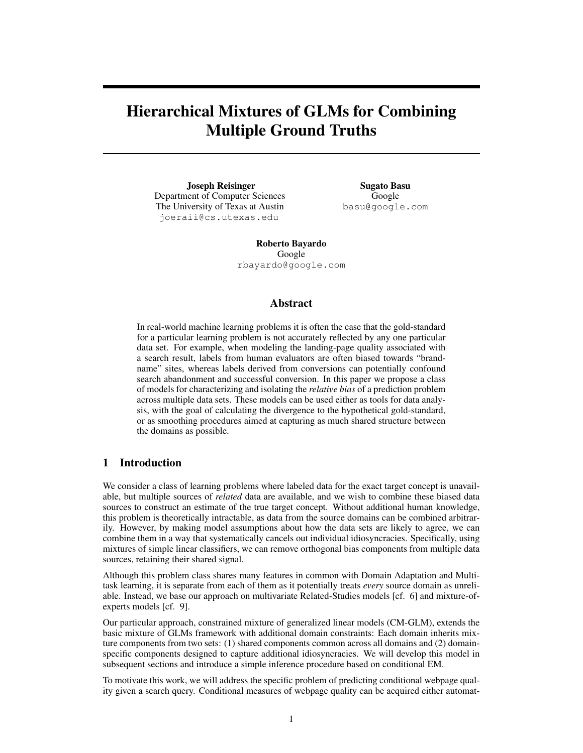# Hierarchical Mixtures of GLMs for Combining Multiple Ground Truths

**Joseph Reisinger**
Department of Computer Sciences
The University of Texas at Austin
joeraii@cs.utexas.edu

**Sugato Basu**
Google
basu@google.com

**Roberto Bayardo**
Google
rbayardo@google.com

## Abstract

In real-world machine learning problems it is often the case that the gold-standard for a particular learning problem is not accurately reflected by any one particular data set. For example, when modeling the landing-page quality associated with a search result, labels from human evaluators are often biased towards "brand-name" sites, whereas labels derived from conversions can potentially confound search abandonment and successful conversion. In this paper we propose a class of models for characterizing and isolating the *relative bias* of a prediction problem across multiple data sets. These models can be used either as tools for data analysis, with the goal of calculating the divergence to the hypothetical gold-standard, or as smoothing procedures aimed at capturing as much shared structure between the domains as possible.

## 1 Introduction

We consider a class of learning problems where labeled data for the exact target concept is unavailable, but multiple sources of *related* data are available, and we wish to combine these biased data sources to construct an estimate of the true target concept. Without additional human knowledge, this problem is theoretically intractable, as data from the source domains can be combined arbitrarily. However, by making model assumptions about how the data sets are likely to agree, we can combine them in a way that systematically cancels out individual idiosyncracies. Specifically, using mixtures of simple linear classifiers, we can remove orthogonal bias components from multiple data sources, retaining their shared signal.

Although this problem class shares many features in common with Domain Adaptation and Multi-task learning, it is separate from each of them as it potentially treats *every* source domain as unreliable. Instead, we base our approach on multivariate Related-Studies models [cf. 6] and mixture-of-experts models [cf. 9].

Our particular approach, constrained mixture of generalized linear models (CM-GLM), extends the basic mixture of GLMs framework with additional domain constraints: Each domain inherits mixture components from two sets: (1) shared components common across all domains and (2) domain-specific components designed to capture additional idiosyncracies. We will develop this model in subsequent sections and introduce a simple inference procedure based on conditional EM.

To motivate this work, we will address the specific problem of predicting conditional webpage quality given a search query. Conditional measures of webpage quality can be acquired either automat-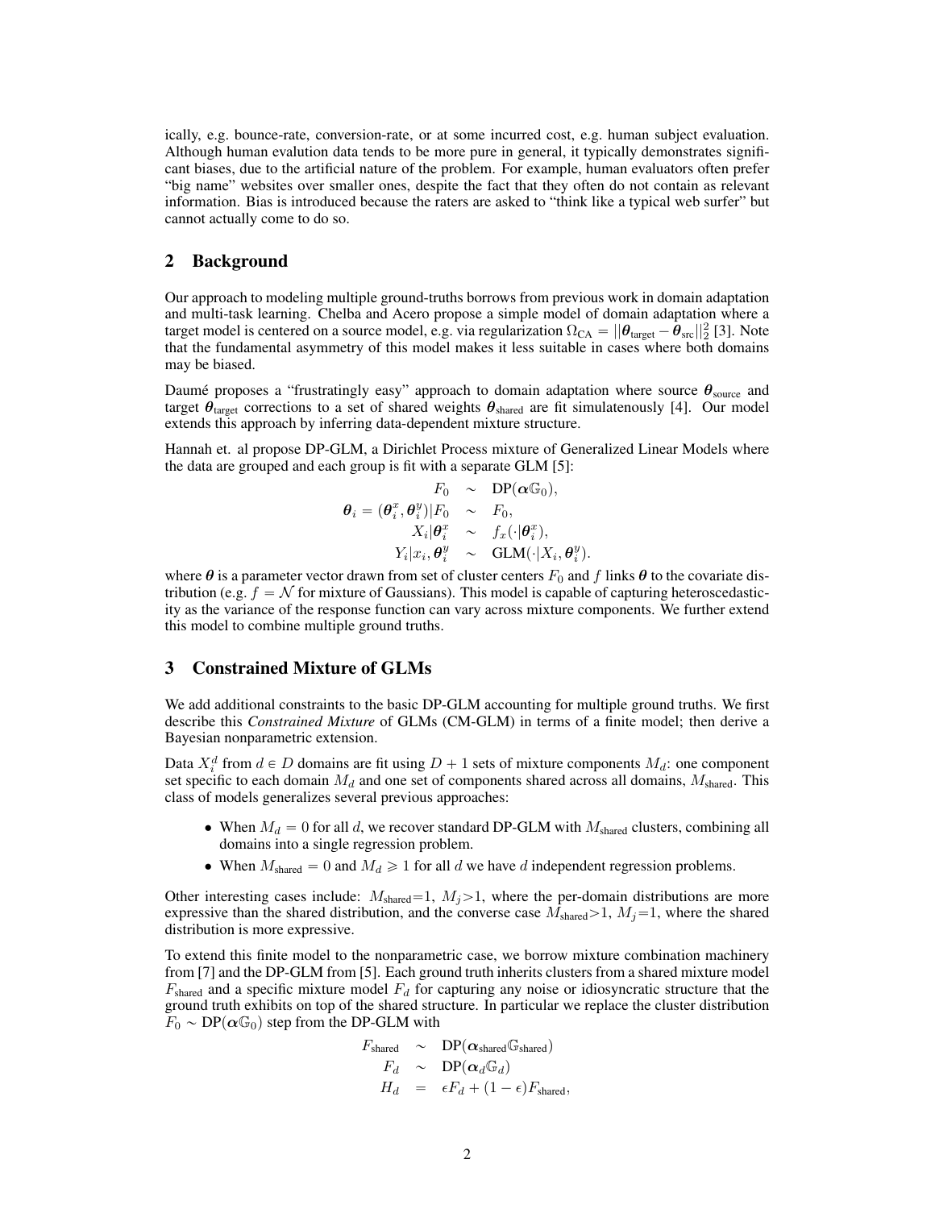ically, e.g. bounce-rate, conversion-rate, or at some incurred cost, e.g. human subject evaluation. Although human evalution data tends to be more pure in general, it typically demonstrates significant biases, due to the artificial nature of the problem. For example, human evaluators often prefer "big name" websites over smaller ones, despite the fact that they often do not contain as relevant information. Bias is introduced because the raters are asked to "think like a typical web surfer" but cannot actually come to do so.

## 2 Background

Our approach to modeling multiple ground-truths borrows from previous work in domain adaptation and multi-task learning. Chelba and Acero propose a simple model of domain adaptation where a target model is centered on a source model, e.g. via regularization $\Omega_{\text{CA}} = ||\boldsymbol{\theta}_{\text{target}} - \boldsymbol{\theta}_{\text{src}}||_2^2$ [3]. Note that the fundamental asymmetry of this model makes it less suitable in cases where both domains may be biased.

Daumé proposes a "frustratingly easy" approach to domain adaptation where source $\boldsymbol{\theta}_{\text{source}}$ and target $\boldsymbol{\theta}_{\text{target}}$ corrections to a set of shared weights $\boldsymbol{\theta}_{\text{shared}}$ are fit simulatenously [4]. Our model extends this approach by inferring data-dependent mixture structure.

Hannah et. al propose DP-GLM, a Dirichlet Process mixture of Generalized Linear Models where the data are grouped and each group is fit with a separate GLM [5]:

$$
\begin{aligned}
F_0 &\sim \text{DP}(\boldsymbol{\alpha}\mathbb{G}_0), \\
\boldsymbol{\theta}_i = (\boldsymbol{\theta}_i^x, \boldsymbol{\theta}_i^y)|F_0 &\sim F_0, \\
X_i|\boldsymbol{\theta}_i^x &\sim f_x(\cdot|\boldsymbol{\theta}_i^x), \\
Y_i|x_i, \boldsymbol{\theta}_i^y &\sim \text{GLM}(\cdot|X_i, \boldsymbol{\theta}_i^y).
\end{aligned}
$$

where $\boldsymbol{\theta}$ is a parameter vector drawn from set of cluster centers $F_0$ and $f$ links $\boldsymbol{\theta}$ to the covariate distribution (e.g. $f = \mathcal{N}$ for mixture of Gaussians). This model is capable of capturing heteroscedasticity as the variance of the response function can vary across mixture components. We further extend this model to combine multiple ground truths.

## 3 Constrained Mixture of GLMs

We add additional constraints to the basic DP-GLM accounting for multiple ground truths. We first describe this *Constrained Mixture* of GLMs (CM-GLM) in terms of a finite model; then derive a Bayesian nonparametric extension.

Data $X_i^d$ from $d \in D$ domains are fit using $D+1$ sets of mixture components $M_d$: one component set specific to each domain $M_d$ and one set of components shared across all domains, $M_{\text{shared}}$. This class of models generalizes several previous approaches:

- When $M_d = 0$ for all $d$, we recover standard DP-GLM with $M_{\text{shared}}$ clusters, combining all domains into a single regression problem.
- When $M_{\text{shared}} = 0$ and $M_d \geqslant 1$ for all $d$ we have $d$ independent regression problems.

Other interesting cases include: $M_{\text{shared}}$=1, $M_j$>1, where the per-domain distributions are more expressive than the shared distribution, and the converse case $M_{\text{shared}}$>1, $M_j$=1, where the shared distribution is more expressive.

To extend this finite model to the nonparametric case, we borrow mixture combination machinery from [7] and the DP-GLM from [5]. Each ground truth inherits clusters from a shared mixture model $F_{\text{shared}}$ and a specific mixture model $F_d$ for capturing any noise or idiosyncratic structure that the ground truth exhibits on top of the shared structure. In particular we replace the cluster distribution $F_0 \sim \text{DP}(\boldsymbol{\alpha}\mathbb{G}_0)$ step from the DP-GLM with

$$
\begin{aligned}
F_{\text{shared}} &\sim \text{DP}(\boldsymbol{\alpha}_{\text{shared}}\mathbb{G}_{\text{shared}}) \\
F_d &\sim \text{DP}(\boldsymbol{\alpha}_d\mathbb{G}_d) \\
H_d &= \epsilon F_d + (1-\epsilon)F_{\text{shared}},
\end{aligned}
$$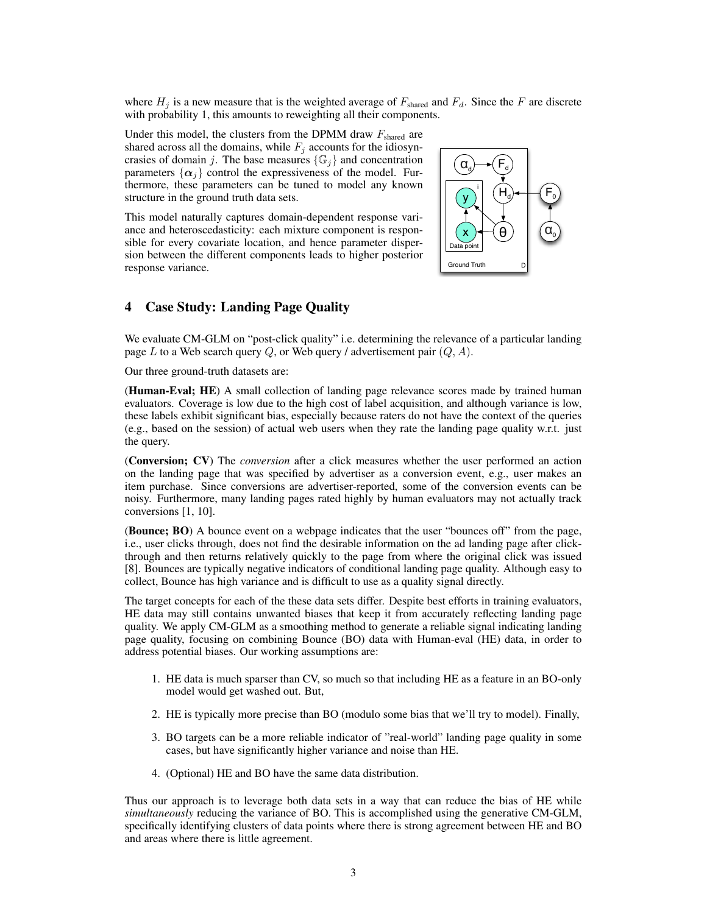where $H_j$ is a new measure that is the weighted average of $F_{\text{shared}}$ and $F_d$. Since the $F$ are discrete with probability 1, this amounts to reweighting all their components.

Under this model, the clusters from the DPMM draw $F_{\text{shared}}$ are shared across all the domains, while $F_j$ accounts for the idiosyncrasies of domain $j$. The base measures $\{\mathbb{G}_j\}$ and concentration parameters $\{\boldsymbol{\alpha}_j\}$ control the expressiveness of the model. Furthermore, these parameters can be tuned to model any known structure in the ground truth data sets.

This model naturally captures domain-dependent response variance and heteroscedasticity: each mixture component is responsible for every covariate location, and hence parameter dispersion between the different components leads to higher posterior response variance.

## 4 Case Study: Landing Page Quality

We evaluate CM-GLM on "post-click quality" i.e. determining the relevance of a particular landing page $L$ to a Web search query $Q$, or Web query / advertisement pair $(Q, A)$.

Our three ground-truth datasets are:

(**Human-Eval; HE**) A small collection of landing page relevance scores made by trained human evaluators. Coverage is low due to the high cost of label acquisition, and although variance is low, these labels exhibit significant bias, especially because raters do not have the context of the queries (e.g., based on the session) of actual web users when they rate the landing page quality w.r.t. just the query.

(**Conversion; CV**) The *conversion* after a click measures whether the user performed an action on the landing page that was specified by advertiser as a conversion event, e.g., user makes an item purchase. Since conversions are advertiser-reported, some of the conversion events can be noisy. Furthermore, many landing pages rated highly by human evaluators may not actually track conversions [1, 10].

(**Bounce; BO**) A bounce event on a webpage indicates that the user "bounces off" from the page, i.e., user clicks through, does not find the desirable information on the ad landing page after click-through and then returns relatively quickly to the page from where the original click was issued [8]. Bounces are typically negative indicators of conditional landing page quality. Although easy to collect, Bounce has high variance and is difficult to use as a quality signal directly.

The target concepts for each of the these data sets differ. Despite best efforts in training evaluators, HE data may still contains unwanted biases that keep it from accurately reflecting landing page quality. We apply CM-GLM as a smoothing method to generate a reliable signal indicating landing page quality, focusing on combining Bounce (BO) data with Human-eval (HE) data, in order to address potential biases. Our working assumptions are:

1. HE data is much sparser than CV, so much so that including HE as a feature in an BO-only model would get washed out. But,
2. HE is typically more precise than BO (modulo some bias that we'll try to model). Finally,
3. BO targets can be a more reliable indicator of "real-world" landing page quality in some cases, but have significantly higher variance and noise than HE.
4. (Optional) HE and BO have the same data distribution.

Thus our approach is to leverage both data sets in a way that can reduce the bias of HE while *simultaneously* reducing the variance of BO. This is accomplished using the generative CM-GLM, specifically identifying clusters of data points where there is strong agreement between HE and BO and areas where there is little agreement.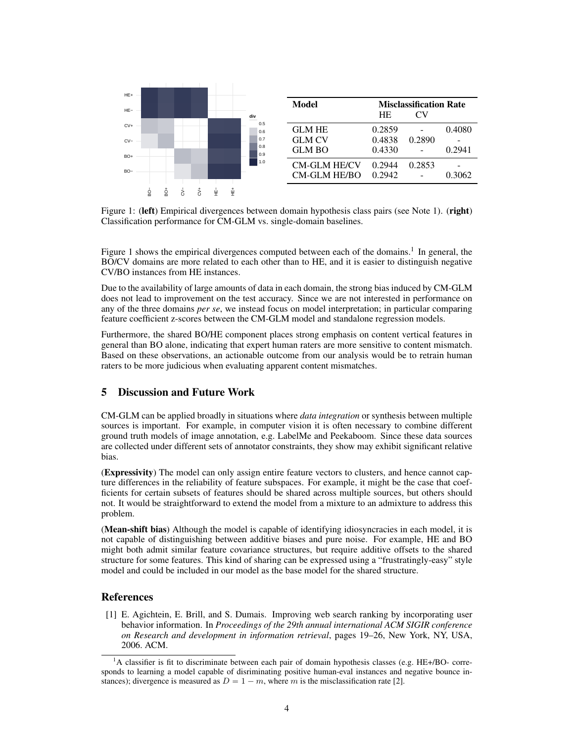| Model | Misclassification Rate | | |
|---|---|---|---|
| | HE | CV | |
| GLM HE | 0.2859 | - | 0.4080 |
| GLM CV | 0.4838 | 0.2890 | - |
| GLM BO | 0.4330 | - | 0.2941 |
| CM-GLM HE/CV | 0.2944 | 0.2853 | - |
| CM-GLM HE/BO | 0.2942 | - | 0.3062 |

Figure 1: (**left**) Empirical divergences between domain hypothesis class pairs (see Note 1). (**right**) Classification performance for CM-GLM vs. single-domain baselines.

Figure 1 shows the empirical divergences computed between each of the domains.[1] In general, the BO/CV domains are more related to each other than to HE, and it is easier to distinguish negative CV/BO instances from HE instances.

Due to the availability of large amounts of data in each domain, the strong bias induced by CM-GLM does not lead to improvement on the test accuracy. Since we are not interested in performance on any of the three domains *per se*, we instead focus on model interpretation; in particular comparing feature coefficient z-scores between the CM-GLM model and standalone regression models.

Furthermore, the shared BO/HE component places strong emphasis on content vertical features in general than BO alone, indicating that expert human raters are more sensitive to content mismatch. Based on these observations, an actionable outcome from our analysis would be to retrain human raters to be more judicious when evaluating apparent content mismatches.

## 5 Discussion and Future Work

CM-GLM can be applied broadly in situations where *data integration* or synthesis between multiple sources is important. For example, in computer vision it is often necessary to combine different ground truth models of image annotation, e.g. LabelMe and Peekaboom. Since these data sources are collected under different sets of annotator constraints, they show may exhibit significant relative bias.

(**Expressivity**) The model can only assign entire feature vectors to clusters, and hence cannot capture differences in the reliability of feature subspaces. For example, it might be the case that coefficients for certain subsets of features should be shared across multiple sources, but others should not. It would be straightforward to extend the model from a mixture to an admixture to address this problem.

(**Mean-shift bias**) Although the model is capable of identifying idiosyncracies in each model, it is not capable of distinguishing between additive biases and pure noise. For example, HE and BO might both admit similar feature covariance structures, but require additive offsets to the shared structure for some features. This kind of sharing can be expressed using a "frustratingly-easy" style model and could be included in our model as the base model for the shared structure.

## References

[1] E. Agichtein, E. Brill, and S. Dumais. Improving web search ranking by incorporating user behavior information. In *Proceedings of the 29th annual international ACM SIGIR conference on Research and development in information retrieval*, pages 19–26, New York, NY, USA, 2006. ACM.

---

[1] A classifier is fit to discriminate between each pair of domain hypothesis classes (e.g. HE+/BO- corresponds to learning a model capable of disriminating positive human-eval instances and negative bounce instances); divergence is measured as $D = 1 - m$, where $m$ is the misclassification rate [2].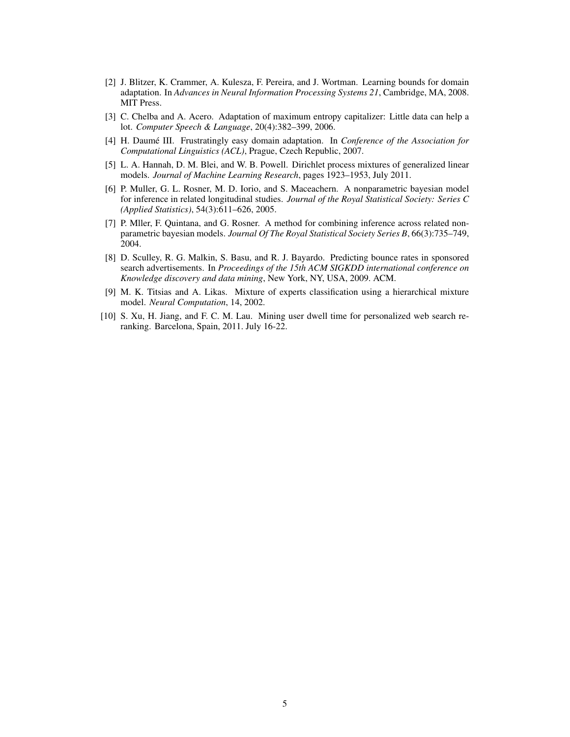[2] J. Blitzer, K. Crammer, A. Kulesza, F. Pereira, and J. Wortman. Learning bounds for domain adaptation. In *Advances in Neural Information Processing Systems 21*, Cambridge, MA, 2008. MIT Press.

[3] C. Chelba and A. Acero. Adaptation of maximum entropy capitalizer: Little data can help a lot. *Computer Speech & Language*, 20(4):382–399, 2006.

[4] H. Daumé III. Frustratingly easy domain adaptation. In *Conference of the Association for Computational Linguistics (ACL)*, Prague, Czech Republic, 2007.

[5] L. A. Hannah, D. M. Blei, and W. B. Powell. Dirichlet process mixtures of generalized linear models. *Journal of Machine Learning Research*, pages 1923–1953, July 2011.

[6] P. Muller, G. L. Rosner, M. D. Iorio, and S. Maceachern. A nonparametric bayesian model for inference in related longitudinal studies. *Journal of the Royal Statistical Society: Series C (Applied Statistics)*, 54(3):611–626, 2005.

[7] P. Mller, F. Quintana, and G. Rosner. A method for combining inference across related nonparametric bayesian models. *Journal Of The Royal Statistical Society Series B*, 66(3):735–749, 2004.

[8] D. Sculley, R. G. Malkin, S. Basu, and R. J. Bayardo. Predicting bounce rates in sponsored search advertisements. In *Proceedings of the 15th ACM SIGKDD international conference on Knowledge discovery and data mining*, New York, NY, USA, 2009. ACM.

[9] M. K. Titsias and A. Likas. Mixture of experts classification using a hierarchical mixture model. *Neural Computation*, 14, 2002.

[10] S. Xu, H. Jiang, and F. C. M. Lau. Mining user dwell time for personalized web search re-ranking. Barcelona, Spain, 2011. July 16-22.